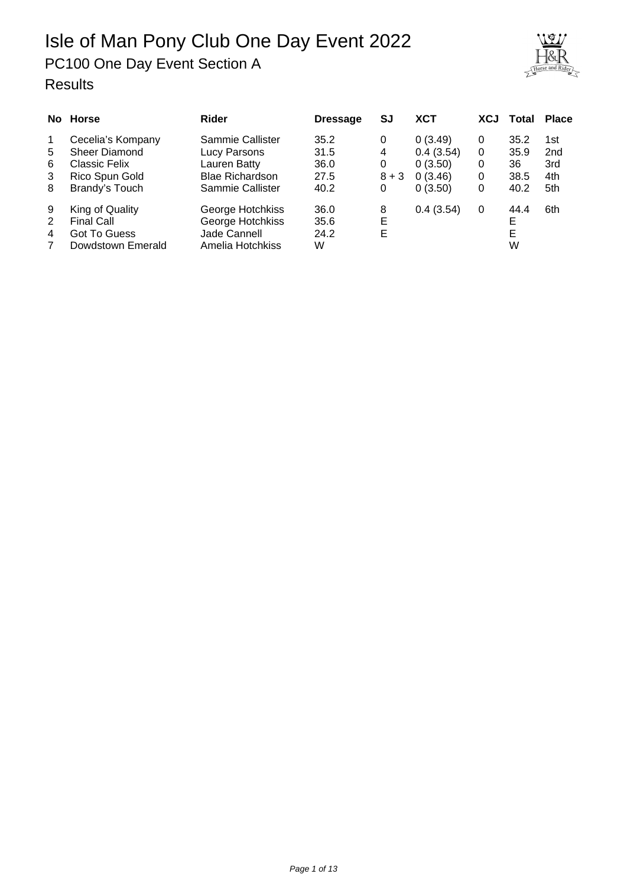# Isle of Man Pony Club One Day Event 2022

## PC100 One Day Event Section A

### Results

| No | Horse | Rider | Dressage | SJ | XCT | XCJ | Total | Place |
|---|---|---|---|---|---|---|---|---|
| 1 | Cecelia's Kompany | Sammie Callister | 35.2 | 0 | 0 (3.49) | 0 | 35.2 | 1st |
| 5 | Sheer Diamond | Lucy Parsons | 31.5 | 4 | 0.4 (3.54) | 0 | 35.9 | 2nd |
| 6 | Classic Felix | Lauren Batty | 36.0 | 0 | 0 (3.50) | 0 | 36 | 3rd |
| 3 | Rico Spun Gold | Blae Richardson | 27.5 | 8 + 3 | 0 (3.46) | 0 | 38.5 | 4th |
| 8 | Brandy's Touch | Sammie Callister | 40.2 | 0 | 0 (3.50) | 0 | 40.2 | 5th |
| 9 | King of Quality | George Hotchkiss | 36.0 | 8 | 0.4 (3.54) | 0 | 44.4 | 6th |
| 2 | Final Call | George Hotchkiss | 35.6 | E | | | E | |
| 4 | Got To Guess | Jade Cannell | 24.2 | E | | | E | |
| 7 | Dowdstown Emerald | Amelia Hotchkiss | W | | | | W | |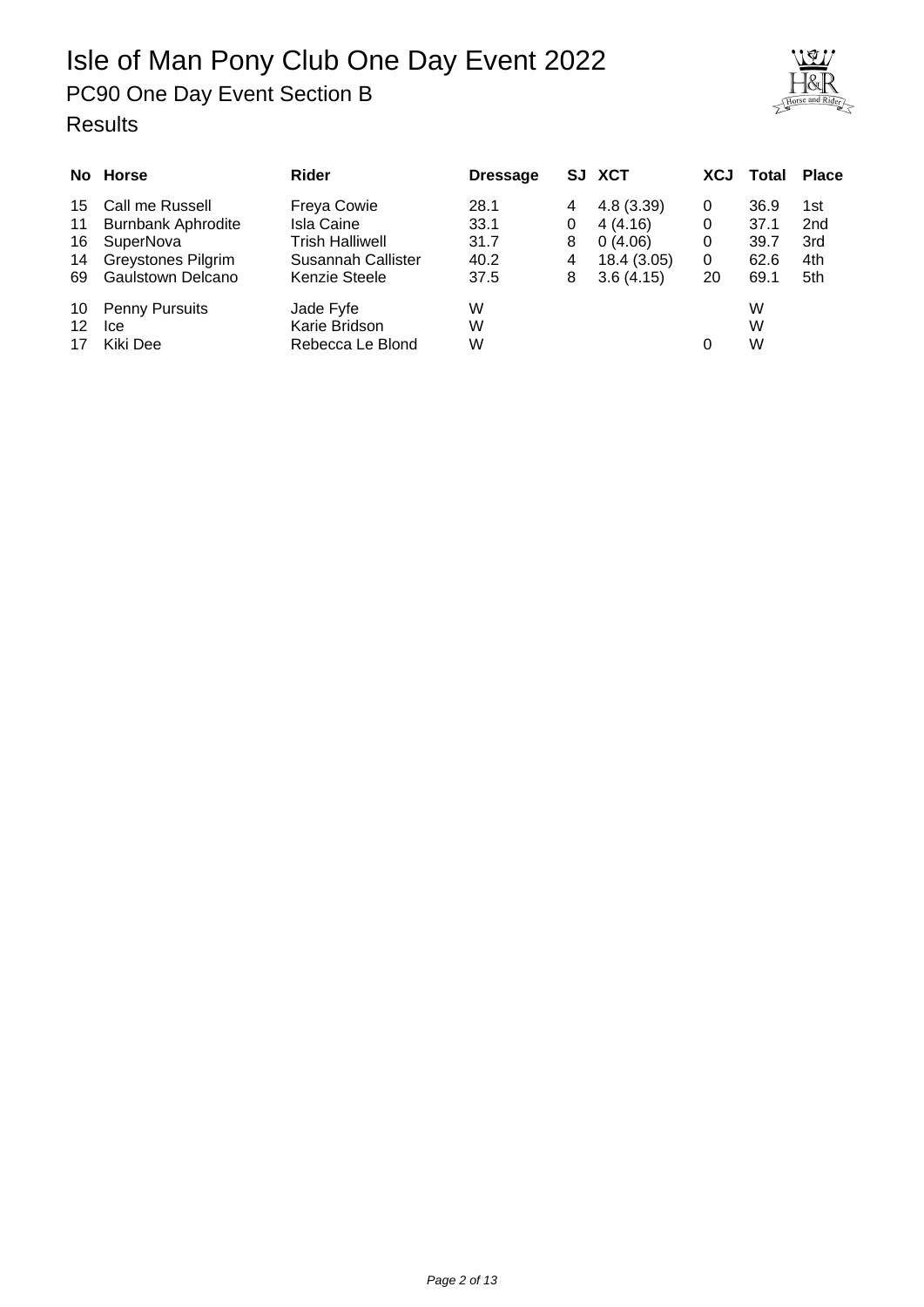# Isle of Man Pony Club One Day Event 2022

## PC90 One Day Event Section B

### Results

| No | Horse | Rider | Dressage | SJ | XCT | XCJ | Total | Place |
|---|---|---|---|---|---|---|---|---|
| 15 | Call me Russell | Freya Cowie | 28.1 | 4 | 4.8 (3.39) | 0 | 36.9 | 1st |
| 11 | Burnbank Aphrodite | Isla Caine | 33.1 | 0 | 4 (4.16) | 0 | 37.1 | 2nd |
| 16 | SuperNova | Trish Halliwell | 31.7 | 8 | 0 (4.06) | 0 | 39.7 | 3rd |
| 14 | Greystones Pilgrim | Susannah Callister | 40.2 | 4 | 18.4 (3.05) | 0 | 62.6 | 4th |
| 69 | Gaulstown Delcano | Kenzie Steele | 37.5 | 8 | 3.6 (4.15) | 20 | 69.1 | 5th |
| 10 | Penny Pursuits | Jade Fyfe | W | | | | W | |
| 12 | Ice | Karie Bridson | W | | | | W | |
| 17 | Kiki Dee | Rebecca Le Blond | W | | | 0 | W | |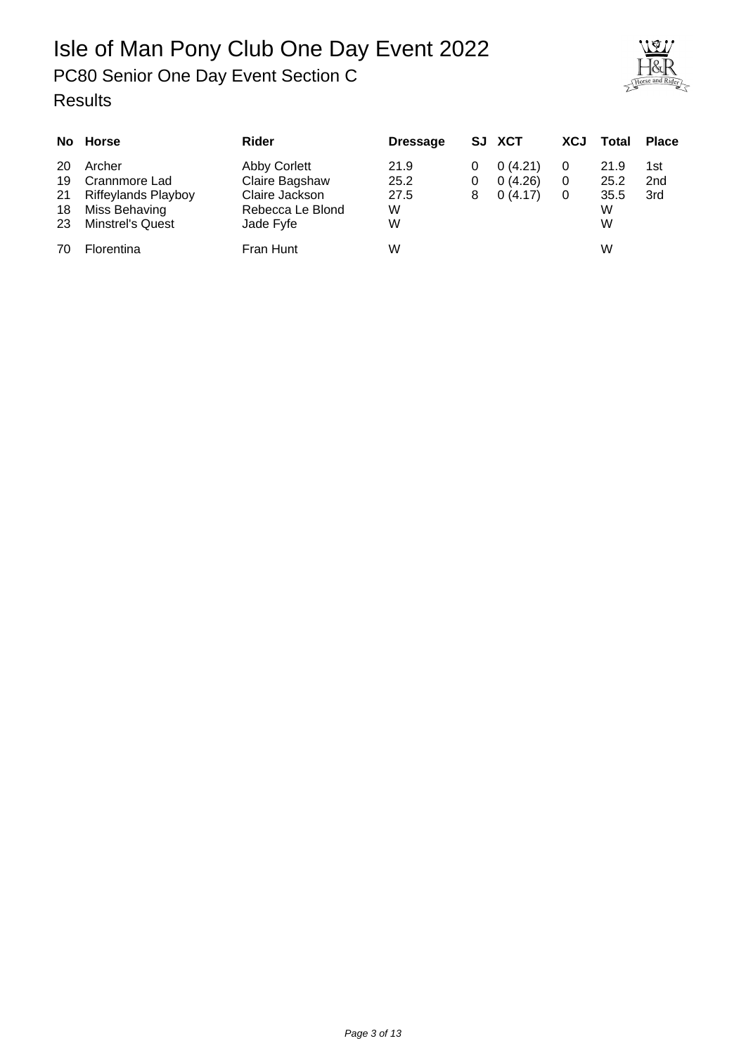# Isle of Man Pony Club One Day Event 2022

## PC80 Senior One Day Event Section C

### Results

| No | Horse | Rider | Dressage | SJ | XCT | XCJ | Total | Place |
|---|---|---|---|---|---|---|---|---|
| 20 | Archer | Abby Corlett | 21.9 | 0 | 0 (4.21) | 0 | 21.9 | 1st |
| 19 | Crannmore Lad | Claire Bagshaw | 25.2 | 0 | 0 (4.26) | 0 | 25.2 | 2nd |
| 21 | Riffeylands Playboy | Claire Jackson | 27.5 | 8 | 0 (4.17) | 0 | 35.5 | 3rd |
| 18 | Miss Behaving | Rebecca Le Blond | W | | | | W | |
| 23 | Minstrel's Quest | Jade Fyfe | W | | | | W | |
| 70 | Florentina | Fran Hunt | W | | | | W | |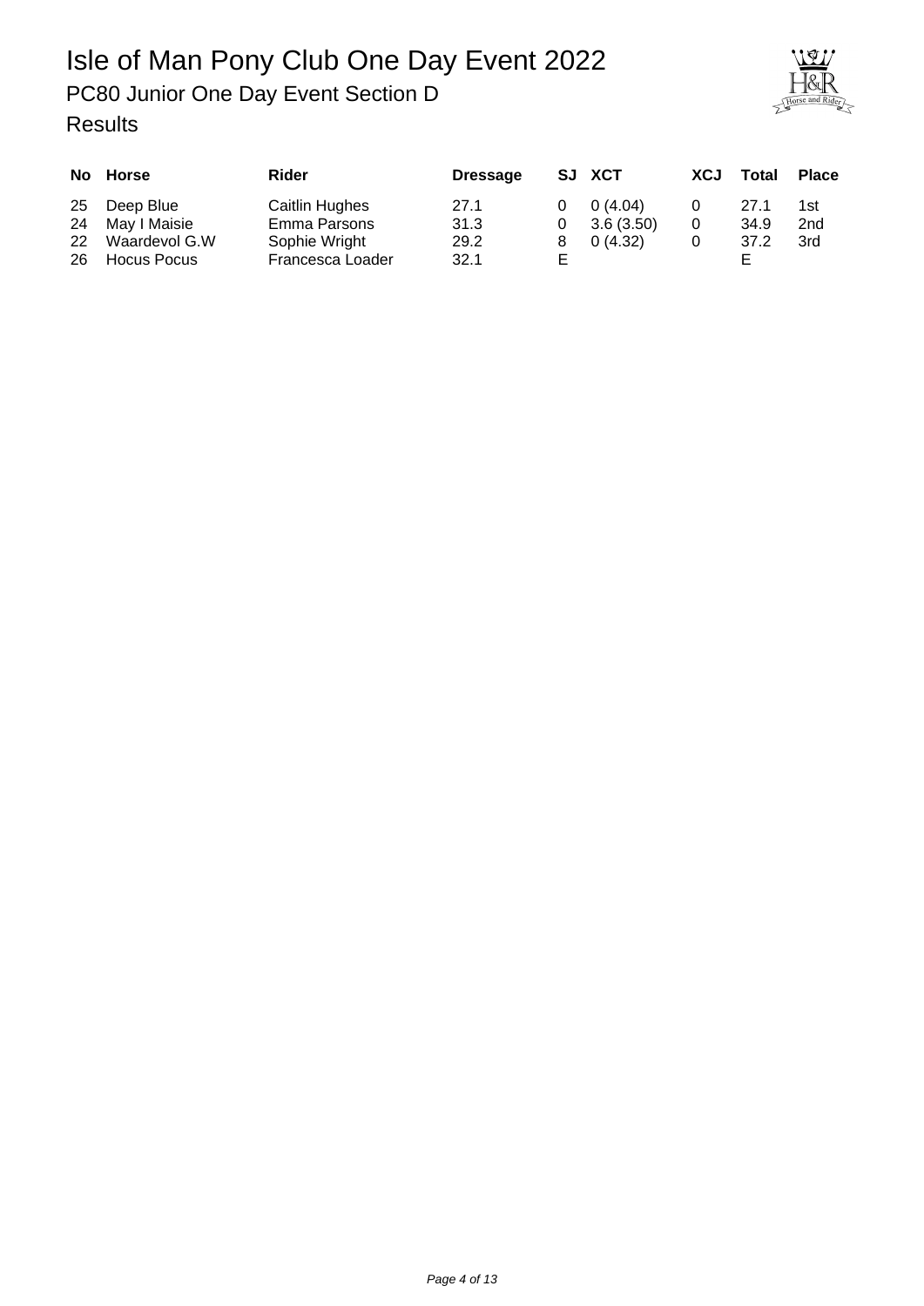# Isle of Man Pony Club One Day Event 2022

## PC80 Junior One Day Event Section D

### Results

| No | Horse | Rider | Dressage | SJ | XCT | XCJ | Total | Place |
|---|---|---|---|---|---|---|---|---|
| 25 | Deep Blue | Caitlin Hughes | 27.1 | 0 | 0 (4.04) | 0 | 27.1 | 1st |
| 24 | May I Maisie | Emma Parsons | 31.3 | 0 | 3.6 (3.50) | 0 | 34.9 | 2nd |
| 22 | Waardevol G.W | Sophie Wright | 29.2 | 8 | 0 (4.32) | 0 | 37.2 | 3rd |
| 26 | Hocus Pocus | Francesca Loader | 32.1 | E | | | E | |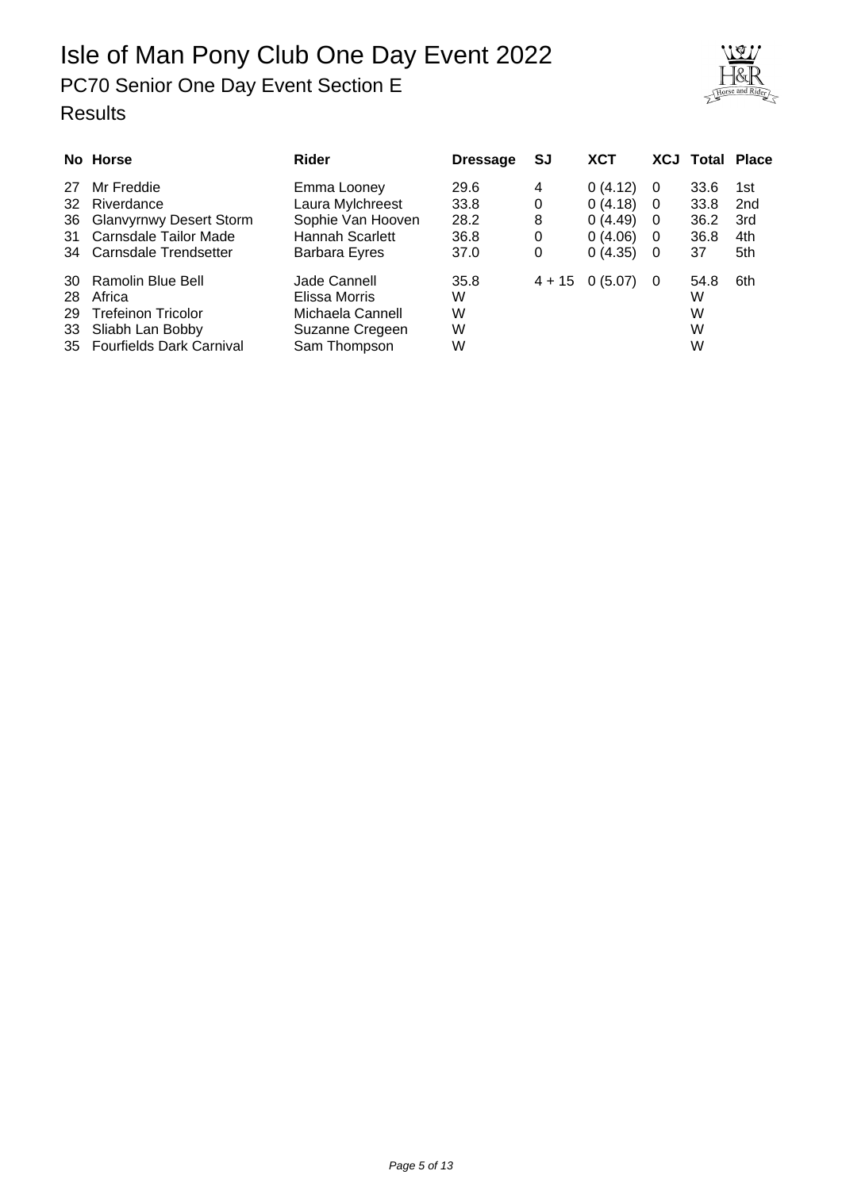# Isle of Man Pony Club One Day Event 2022

## PC70 Senior One Day Event Section E

### Results

| No | Horse | Rider | Dressage | SJ | XCT | XCJ | Total | Place |
|---|---|---|---|---|---|---|---|---|
| 27 | Mr Freddie | Emma Looney | 29.6 | 4 | 0 (4.12) | 0 | 33.6 | 1st |
| 32 | Riverdance | Laura Mylchreest | 33.8 | 0 | 0 (4.18) | 0 | 33.8 | 2nd |
| 36 | Glanvyrnwy Desert Storm | Sophie Van Hooven | 28.2 | 8 | 0 (4.49) | 0 | 36.2 | 3rd |
| 31 | Carnsdale Tailor Made | Hannah Scarlett | 36.8 | 0 | 0 (4.06) | 0 | 36.8 | 4th |
| 34 | Carnsdale Trendsetter | Barbara Eyres | 37.0 | 0 | 0 (4.35) | 0 | 37 | 5th |
| 30 | Ramolin Blue Bell | Jade Cannell | 35.8 | 4 + 15 | 0 (5.07) | 0 | 54.8 | 6th |
| 28 | Africa | Elissa Morris | W | | | | W | |
| 29 | Trefeinon Tricolor | Michaela Cannell | W | | | | W | |
| 33 | Sliabh Lan Bobby | Suzanne Cregeen | W | | | | W | |
| 35 | Fourfields Dark Carnival | Sam Thompson | W | | | | W | |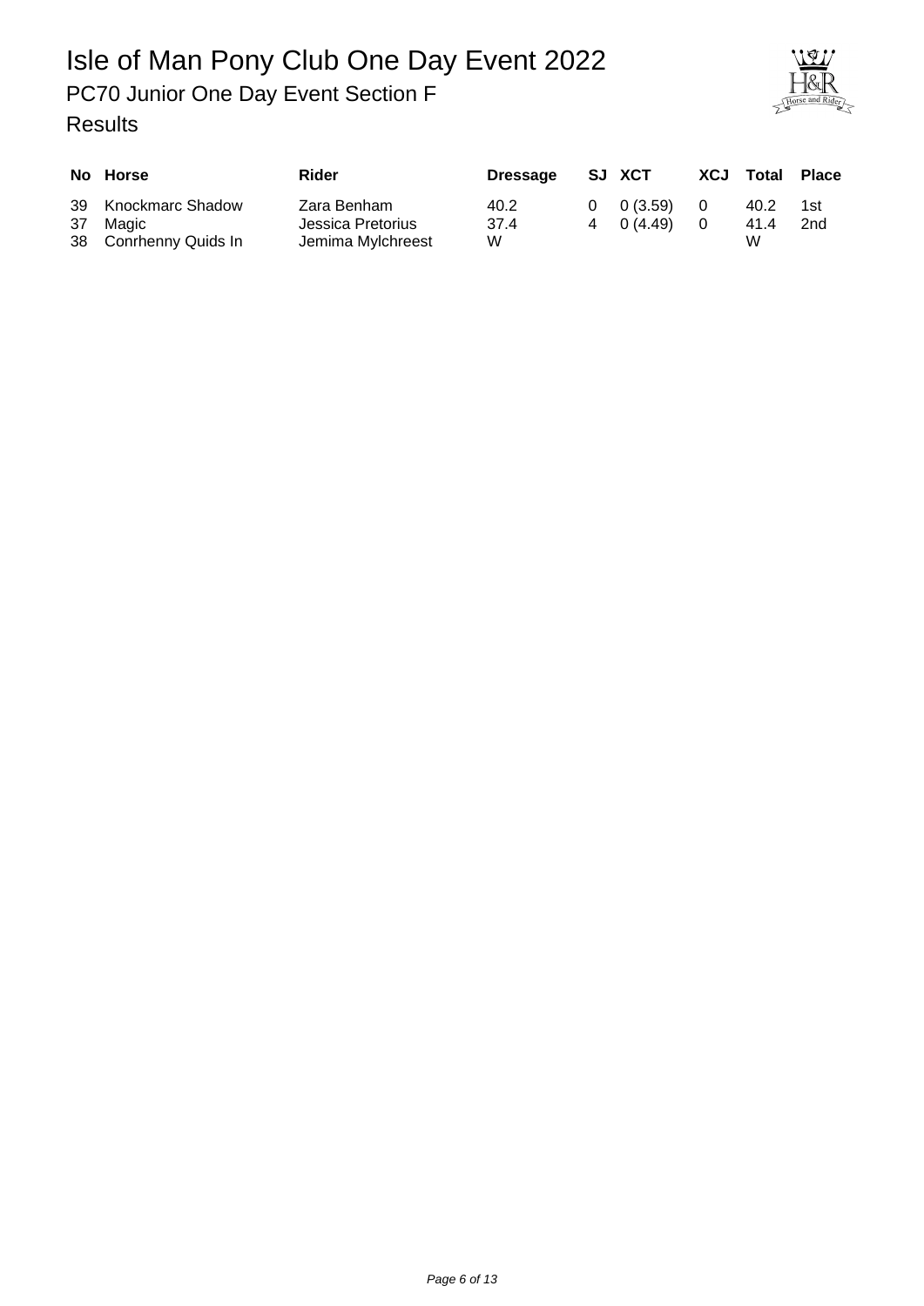# Isle of Man Pony Club One Day Event 2022

## PC70 Junior One Day Event Section F

### Results

| No | Horse | Rider | Dressage | SJ | XCT | XCJ | Total | Place |
|---|---|---|---|---|---|---|---|---|
| 39 | Knockmarc Shadow | Zara Benham | 40.2 | 0 | 0 (3.59) | 0 | 40.2 | 1st |
| 37 | Magic | Jessica Pretorius | 37.4 | 4 | 0 (4.49) | 0 | 41.4 | 2nd |
| 38 | Conrhenny Quids In | Jemima Mylchreest | W | | | | W | |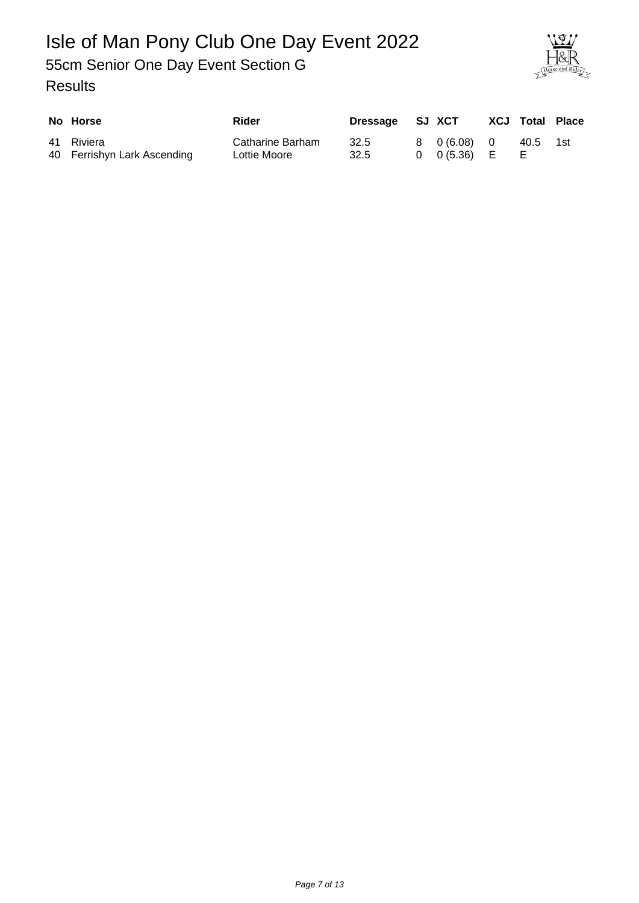# Isle of Man Pony Club One Day Event 2022

## 55cm Senior One Day Event Section G

### Results

| No | Horse | Rider | Dressage | SJ | XCT | XCJ | Total | Place |
|---|---|---|---|---|---|---|---|---|
| 41 | Riviera | Catharine Barham | 32.5 | 8 | 0 (6.08) | 0 | 40.5 | 1st |
| 40 | Ferrishyn Lark Ascending | Lottie Moore | 32.5 | 0 | 0 (5.36) | E | E | |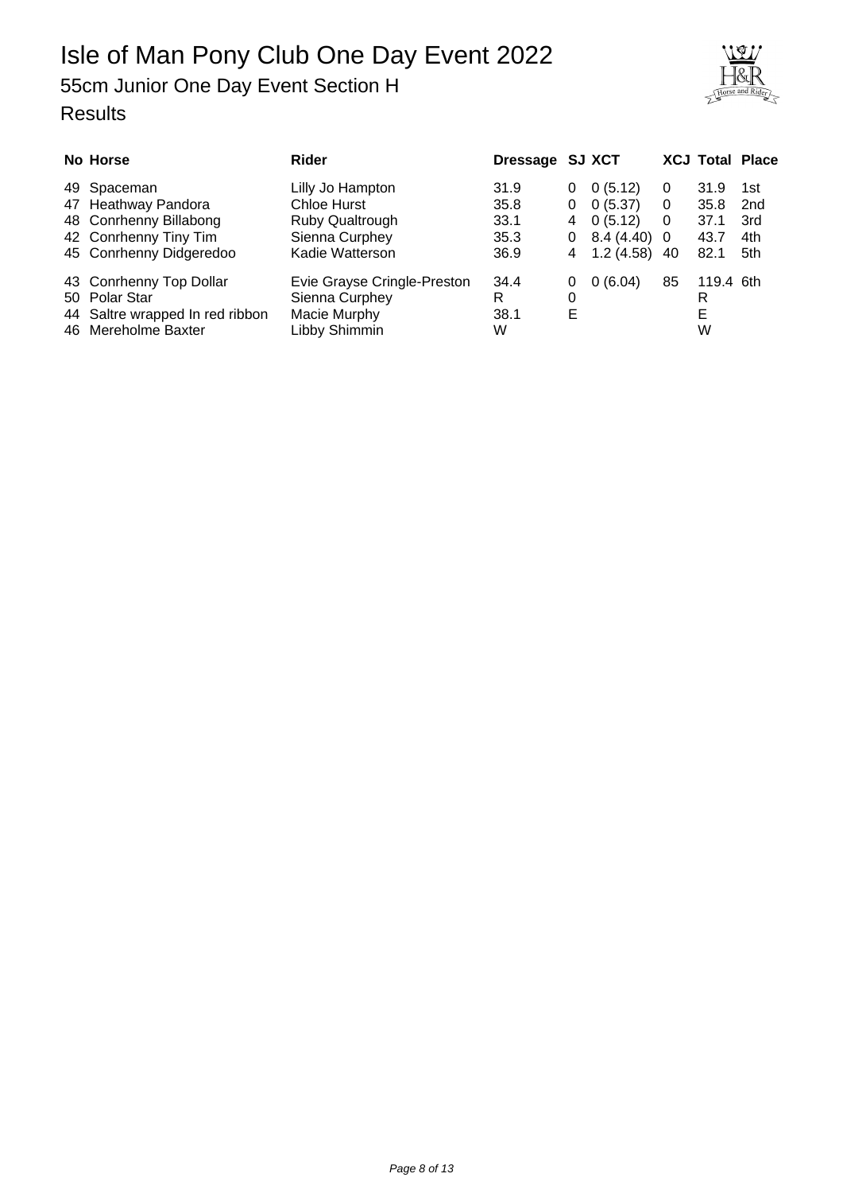# Isle of Man Pony Club One Day Event 2022

## 55cm Junior One Day Event Section H

## Results

| No | Horse | Rider | Dressage | SJ | XCT | XCJ | Total | Place |
|---|---|---|---|---|---|---|---|---|
| 49 | Spaceman | Lilly Jo Hampton | 31.9 | 0 | 0 (5.12) | 0 | 31.9 | 1st |
| 47 | Heathway Pandora | Chloe Hurst | 35.8 | 0 | 0 (5.37) | 0 | 35.8 | 2nd |
| 48 | Conrhenny Billabong | Ruby Qualtrough | 33.1 | 4 | 0 (5.12) | 0 | 37.1 | 3rd |
| 42 | Conrhenny Tiny Tim | Sienna Curphey | 35.3 | 0 | 8.4 (4.40) | 0 | 43.7 | 4th |
| 45 | Conrhenny Didgeredoo | Kadie Watterson | 36.9 | 4 | 1.2 (4.58) | 40 | 82.1 | 5th |
| 43 | Conrhenny Top Dollar | Evie Grayse Cringle-Preston | 34.4 | 0 | 0 (6.04) | 85 | 119.4 | 6th |
| 50 | Polar Star | Sienna Curphey | R | 0 | | | R | |
| 44 | Saltre wrapped In red ribbon | Macie Murphy | 38.1 | E | | | E | |
| 46 | Mereholme Baxter | Libby Shimmin | W | | | | W | |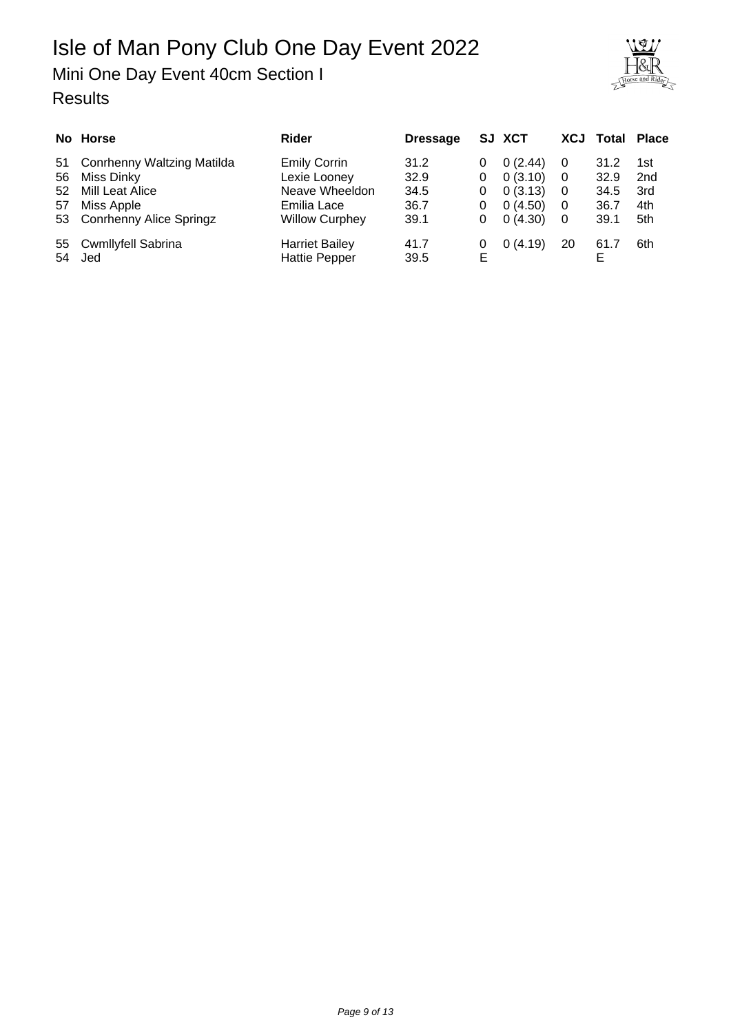# Isle of Man Pony Club One Day Event 2022

## Mini One Day Event 40cm Section I

### Results

| No | Horse | Rider | Dressage | SJ | XCT | XCJ | Total | Place |
|---|---|---|---|---|---|---|---|---|
| 51 | Conrhenny Waltzing Matilda | Emily Corrin | 31.2 | 0 | 0 (2.44) | 0 | 31.2 | 1st |
| 56 | Miss Dinky | Lexie Looney | 32.9 | 0 | 0 (3.10) | 0 | 32.9 | 2nd |
| 52 | Mill Leat Alice | Neave Wheeldon | 34.5 | 0 | 0 (3.13) | 0 | 34.5 | 3rd |
| 57 | Miss Apple | Emilia Lace | 36.7 | 0 | 0 (4.50) | 0 | 36.7 | 4th |
| 53 | Conrhenny Alice Springz | Willow Curphey | 39.1 | 0 | 0 (4.30) | 0 | 39.1 | 5th |
| 55 | Cwmllyfell Sabrina | Harriet Bailey | 41.7 | 0 | 0 (4.19) | 20 | 61.7 | 6th |
| 54 | Jed | Hattie Pepper | 39.5 | E | | | E | |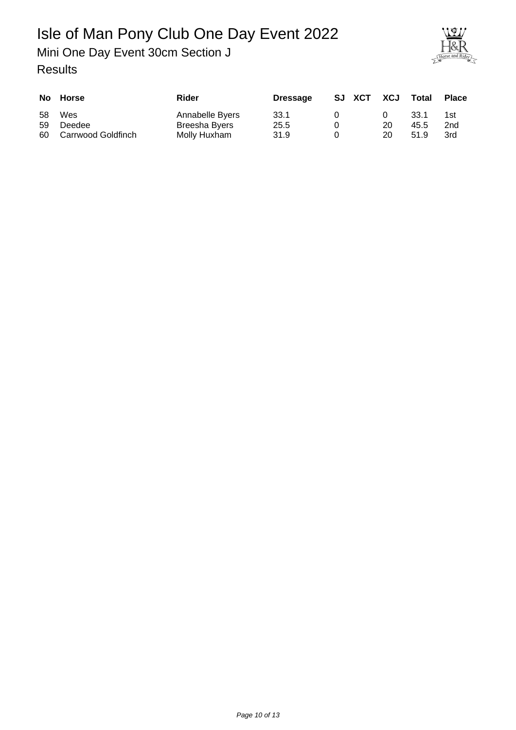# Isle of Man Pony Club One Day Event 2022

## Mini One Day Event 30cm Section J

### Results

| No | Horse | Rider | Dressage | SJ | XCT | XCJ | Total | Place |
|---|---|---|---|---|---|---|---|---|
| 58 | Wes | Annabelle Byers | 33.1 | 0 | | 0 | 33.1 | 1st |
| 59 | Deedee | Breesha Byers | 25.5 | 0 | | 20 | 45.5 | 2nd |
| 60 | Carrwood Goldfinch | Molly Huxham | 31.9 | 0 | | 20 | 51.9 | 3rd |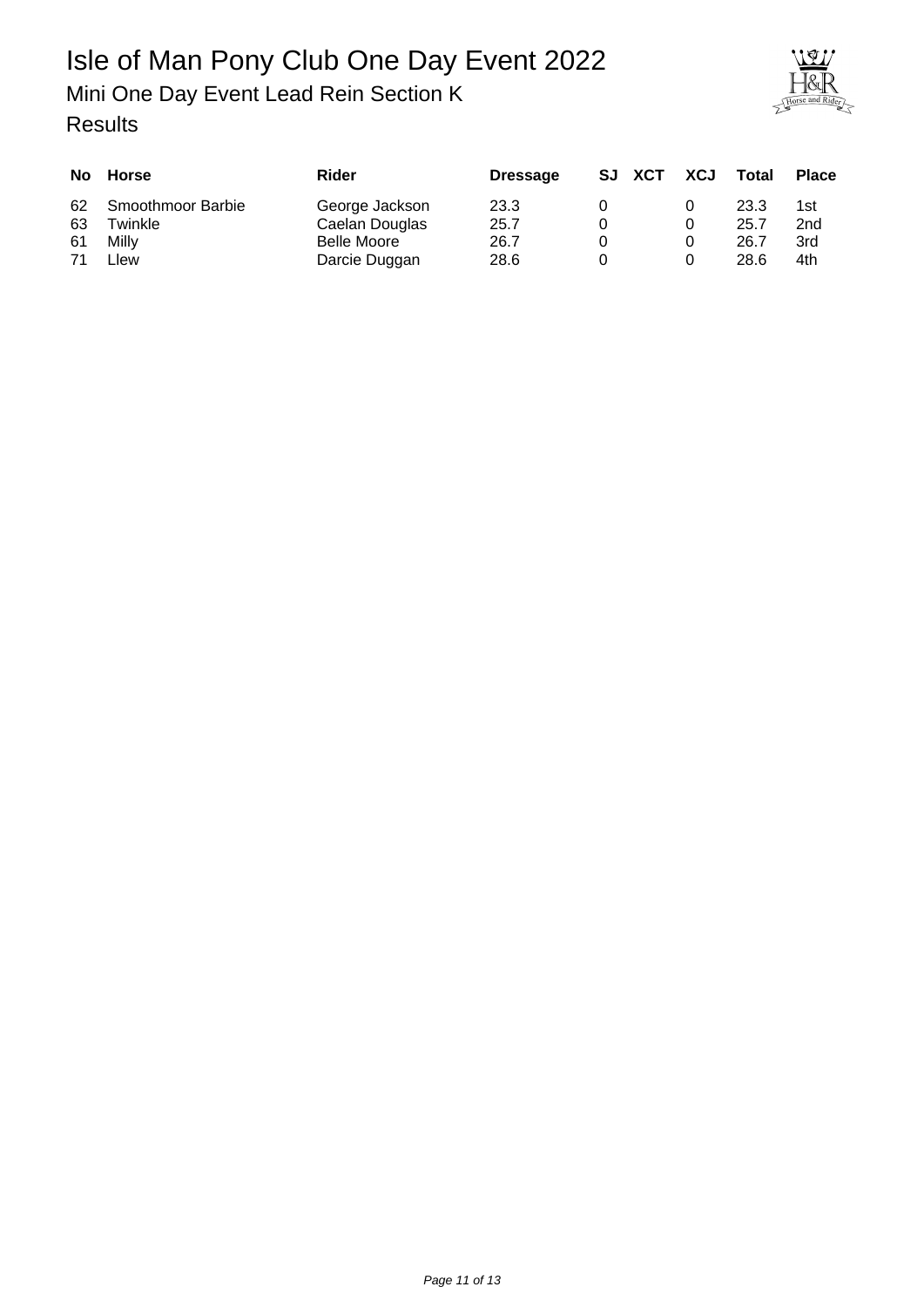# Isle of Man Pony Club One Day Event 2022

## Mini One Day Event Lead Rein Section K

## Results

| No | Horse | Rider | Dressage | SJ | XCT | XCJ | Total | Place |
|---|---|---|---|---|---|---|---|---|
| 62 | Smoothmoor Barbie | George Jackson | 23.3 | 0 | | 0 | 23.3 | 1st |
| 63 | Twinkle | Caelan Douglas | 25.7 | 0 | | 0 | 25.7 | 2nd |
| 61 | Milly | Belle Moore | 26.7 | 0 | | 0 | 26.7 | 3rd |
| 71 | Llew | Darcie Duggan | 28.6 | 0 | | 0 | 28.6 | 4th |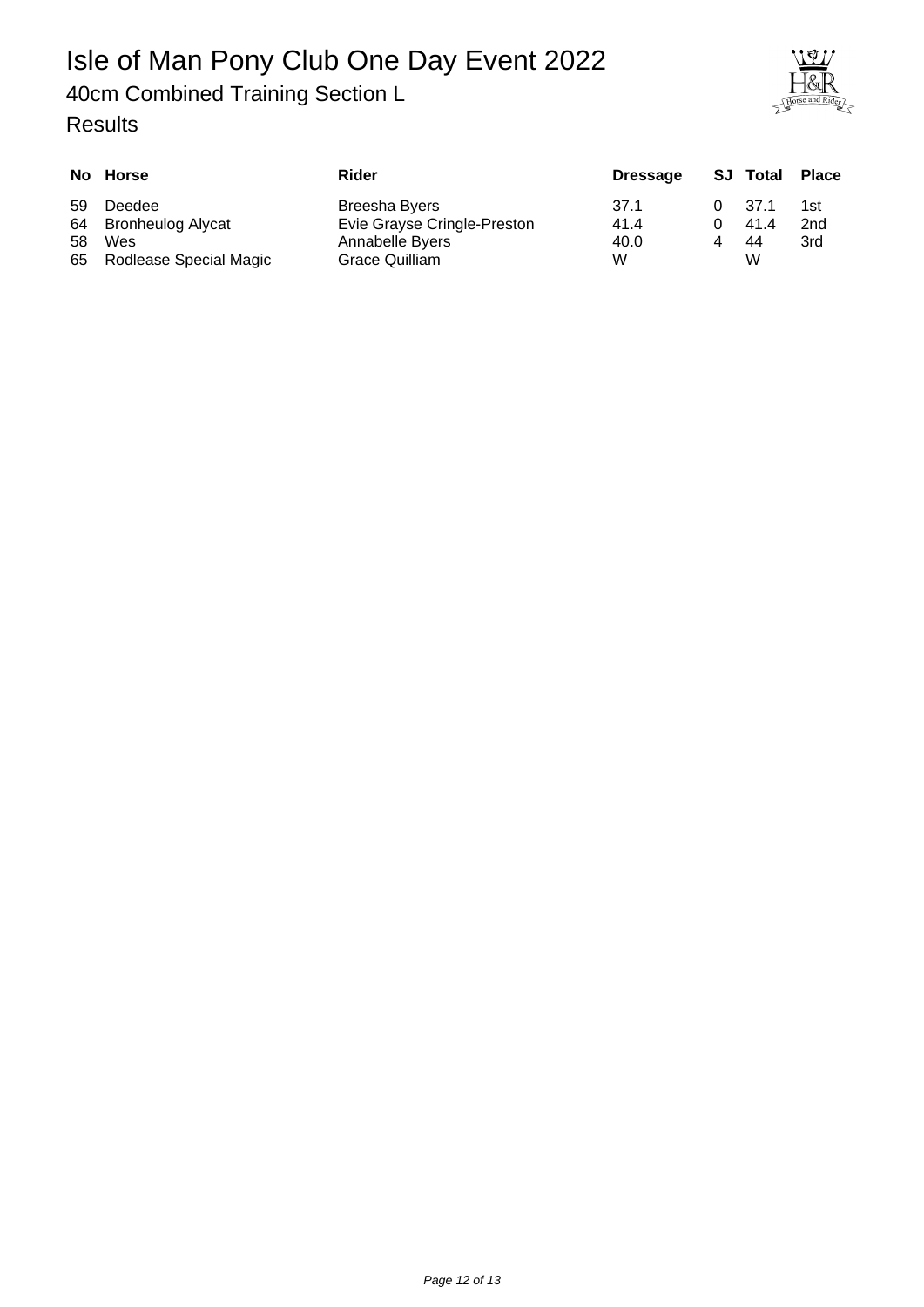# Isle of Man Pony Club One Day Event 2022

## 40cm Combined Training Section L

### Results

| No | Horse | Rider | Dressage | SJ | Total | Place |
|---|---|---|---|---|---|---|
| 59 | Deedee | Breesha Byers | 37.1 | 0 | 37.1 | 1st |
| 64 | Bronheulog Alycat | Evie Grayse Cringle-Preston | 41.4 | 0 | 41.4 | 2nd |
| 58 | Wes | Annabelle Byers | 40.0 | 4 | 44 | 3rd |
| 65 | Rodlease Special Magic | Grace Quilliam | W | | W | |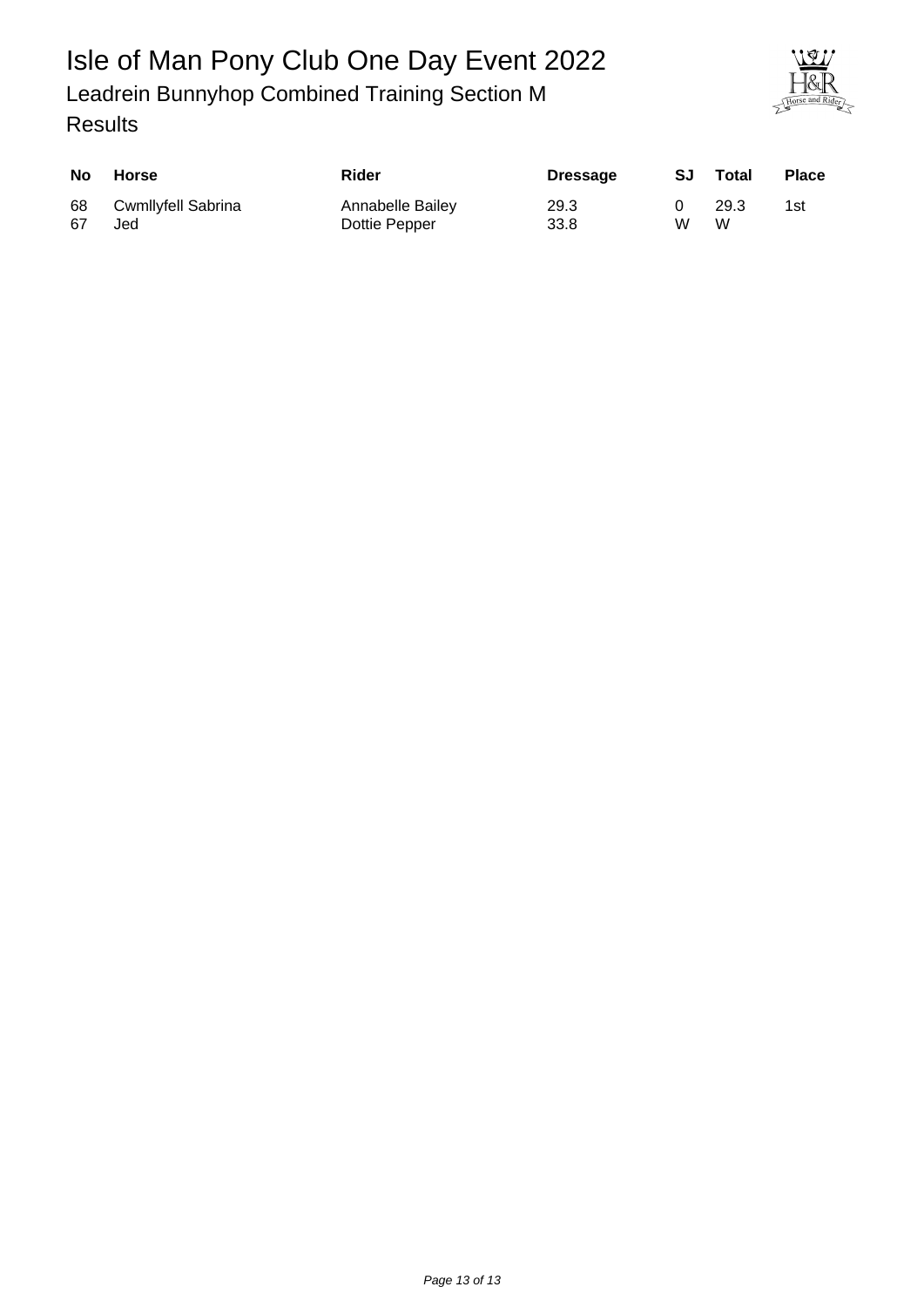# Isle of Man Pony Club One Day Event 2022

## Leadrein Bunnyhop Combined Training Section M

Results

| No | Horse | Rider | Dressage | SJ | Total | Place |
|---|---|---|---|---|---|---|
| 68 | Cwmllyfell Sabrina | Annabelle Bailey | 29.3 | 0 | 29.3 | 1st |
| 67 | Jed | Dottie Pepper | 33.8 | W | W | |